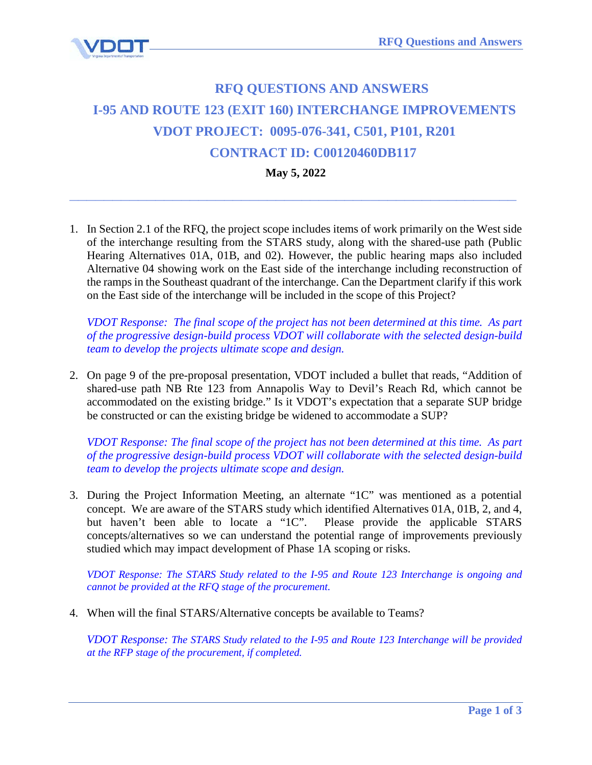# RFQ QUESTIONS AND ANSWERS

# I-95 AND ROUTE 123 (EXIT 160) INTERCHANGE IMPROVEMENTS

# VDOT PROJECT: 0095-076-341, C501, P101, R201

# CONTRACT ID: C00120460DB117

**May 5, 2022**

---

1. In Section 2.1 of the RFQ, the project scope includes items of work primarily on the West side of the interchange resulting from the STARS study, along with the shared-use path (Public Hearing Alternatives 01A, 01B, and 02). However, the public hearing maps also included Alternative 04 showing work on the East side of the interchange including reconstruction of the ramps in the Southeast quadrant of the interchange. Can the Department clarify if this work on the East side of the interchange will be included in the scope of this Project?

   *VDOT Response: The final scope of the project has not been determined at this time. As part of the progressive design-build process VDOT will collaborate with the selected design-build team to develop the projects ultimate scope and design.*

2. On page 9 of the pre-proposal presentation, VDOT included a bullet that reads, "Addition of shared-use path NB Rte 123 from Annapolis Way to Devil's Reach Rd, which cannot be accommodated on the existing bridge." Is it VDOT's expectation that a separate SUP bridge be constructed or can the existing bridge be widened to accommodate a SUP?

   *VDOT Response: The final scope of the project has not been determined at this time. As part of the progressive design-build process VDOT will collaborate with the selected design-build team to develop the projects ultimate scope and design.*

3. During the Project Information Meeting, an alternate "1C" was mentioned as a potential concept. We are aware of the STARS study which identified Alternatives 01A, 01B, 2, and 4, but haven't been able to locate a "1C". Please provide the applicable STARS concepts/alternatives so we can understand the potential range of improvements previously studied which may impact development of Phase 1A scoping or risks.

   *VDOT Response: The STARS Study related to the I-95 and Route 123 Interchange is ongoing and cannot be provided at the RFQ stage of the procurement.*

4. When will the final STARS/Alternative concepts be available to Teams?

   *VDOT Response: The STARS Study related to the I-95 and Route 123 Interchange will be provided at the RFP stage of the procurement, if completed.*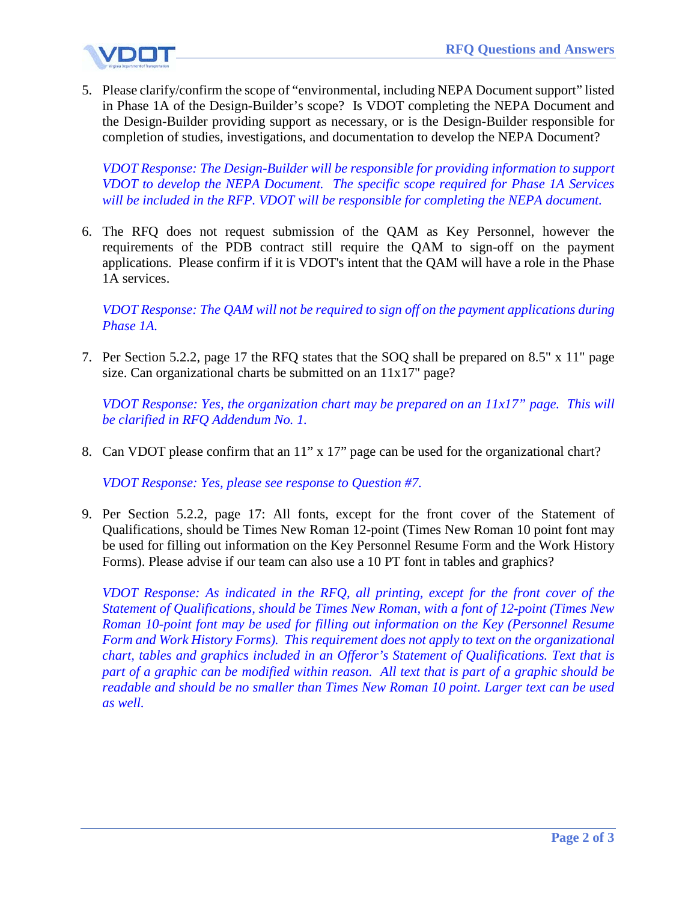5. Please clarify/confirm the scope of "environmental, including NEPA Document support" listed in Phase 1A of the Design-Builder's scope? Is VDOT completing the NEPA Document and the Design-Builder providing support as necessary, or is the Design-Builder responsible for completion of studies, investigations, and documentation to develop the NEPA Document?

   *VDOT Response: The Design-Builder will be responsible for providing information to support VDOT to develop the NEPA Document. The specific scope required for Phase 1A Services will be included in the RFP. VDOT will be responsible for completing the NEPA document.*

6. The RFQ does not request submission of the QAM as Key Personnel, however the requirements of the PDB contract still require the QAM to sign-off on the payment applications. Please confirm if it is VDOT's intent that the QAM will have a role in the Phase 1A services.

   *VDOT Response: The QAM will not be required to sign off on the payment applications during Phase 1A.*

7. Per Section 5.2.2, page 17 the RFQ states that the SOQ shall be prepared on 8.5" x 11" page size. Can organizational charts be submitted on an 11x17" page?

   *VDOT Response: Yes, the organization chart may be prepared on an 11x17" page. This will be clarified in RFQ Addendum No. 1.*

8. Can VDOT please confirm that an 11" x 17" page can be used for the organizational chart?

   *VDOT Response: Yes, please see response to Question #7.*

9. Per Section 5.2.2, page 17: All fonts, except for the front cover of the Statement of Qualifications, should be Times New Roman 12-point (Times New Roman 10 point font may be used for filling out information on the Key Personnel Resume Form and the Work History Forms). Please advise if our team can also use a 10 PT font in tables and graphics?

   *VDOT Response: As indicated in the RFQ, all printing, except for the front cover of the Statement of Qualifications, should be Times New Roman, with a font of 12-point (Times New Roman 10-point font may be used for filling out information on the Key (Personnel Resume Form and Work History Forms). This requirement does not apply to text on the organizational chart, tables and graphics included in an Offeror's Statement of Qualifications. Text that is part of a graphic can be modified within reason. All text that is part of a graphic should be readable and should be no smaller than Times New Roman 10 point. Larger text can be used as well.*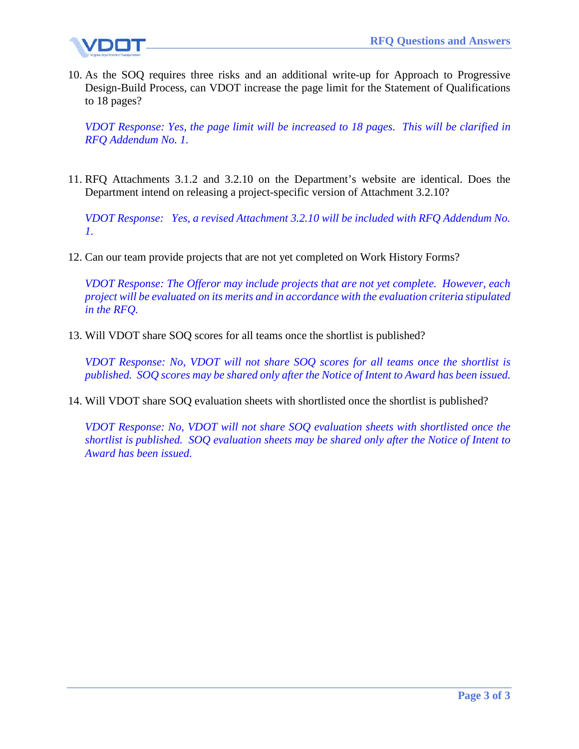10. As the SOQ requires three risks and an additional write-up for Approach to Progressive Design-Build Process, can VDOT increase the page limit for the Statement of Qualifications to 18 pages?

    *VDOT Response: Yes, the page limit will be increased to 18 pages. This will be clarified in RFQ Addendum No. 1.*

11. RFQ Attachments 3.1.2 and 3.2.10 on the Department's website are identical. Does the Department intend on releasing a project-specific version of Attachment 3.2.10?

    *VDOT Response: Yes, a revised Attachment 3.2.10 will be included with RFQ Addendum No. 1.*

12. Can our team provide projects that are not yet completed on Work History Forms?

    *VDOT Response: The Offeror may include projects that are not yet complete. However, each project will be evaluated on its merits and in accordance with the evaluation criteria stipulated in the RFQ.*

13. Will VDOT share SOQ scores for all teams once the shortlist is published?

    *VDOT Response: No, VDOT will not share SOQ scores for all teams once the shortlist is published. SOQ scores may be shared only after the Notice of Intent to Award has been issued.*

14. Will VDOT share SOQ evaluation sheets with shortlisted once the shortlist is published?

    *VDOT Response: No, VDOT will not share SOQ evaluation sheets with shortlisted once the shortlist is published. SOQ evaluation sheets may be shared only after the Notice of Intent to Award has been issued.*